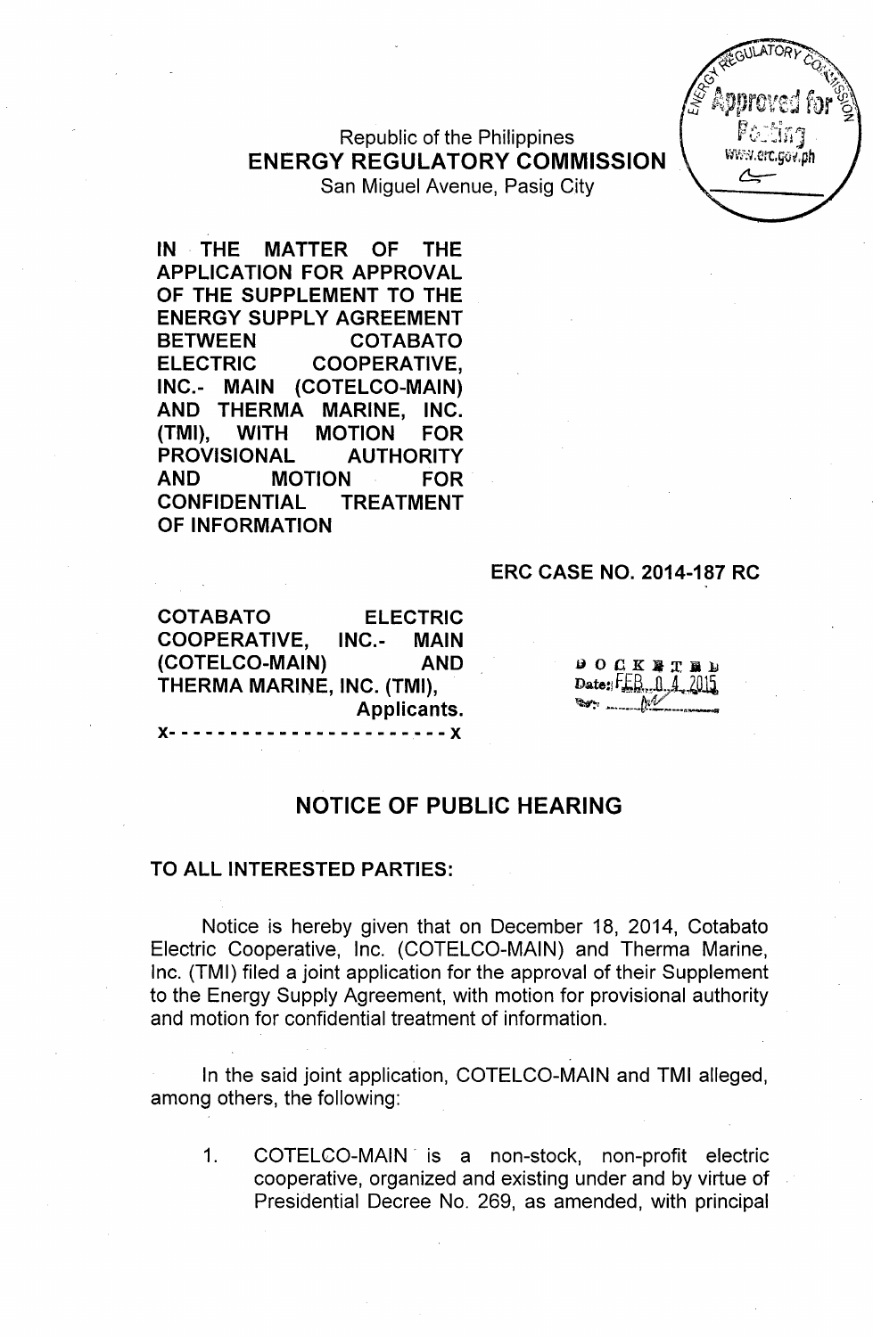Republic of the Philippines
**ENERGY REGULATORY COMMISSION**
San Miguel Avenue, Pasig City

**IN THE MATTER OF THE APPLICATION FOR APPROVAL OF THE SUPPLEMENT TO THE ENERGY SUPPLY AGREEMENT BETWEEN COTABATO ELECTRIC COOPERATIVE, INC.- MAIN (COTELCO-MAIN) AND THERMA MARINE, INC. (TMI), WITH MOTION FOR PROVISIONAL AUTHORITY AND MOTION FOR CONFIDENTIAL TREATMENT OF INFORMATION**

**ERC CASE NO. 2014-187 RC**

**COTABATO ELECTRIC COOPERATIVE, INC.- MAIN (COTELCO-MAIN) AND THERMA MARINE, INC. (TMI),**
**Applicants.**

x- - - - - - - - - - - - - - - - - - - - - - - x

DOCKETED
Date: FEB 04 2015

## NOTICE OF PUBLIC HEARING

**TO ALL INTERESTED PARTIES:**

Notice is hereby given that on December 18, 2014, Cotabato Electric Cooperative, Inc. (COTELCO-MAIN) and Therma Marine, Inc. (TMI) filed a joint application for the approval of their Supplement to the Energy Supply Agreement, with motion for provisional authority and motion for confidential treatment of information.

In the said joint application, COTELCO-MAIN and TMI alleged, among others, the following:

1. COTELCO-MAIN is a non-stock, non-profit electric cooperative, organized and existing under and by virtue of Presidential Decree No. 269, as amended, with principal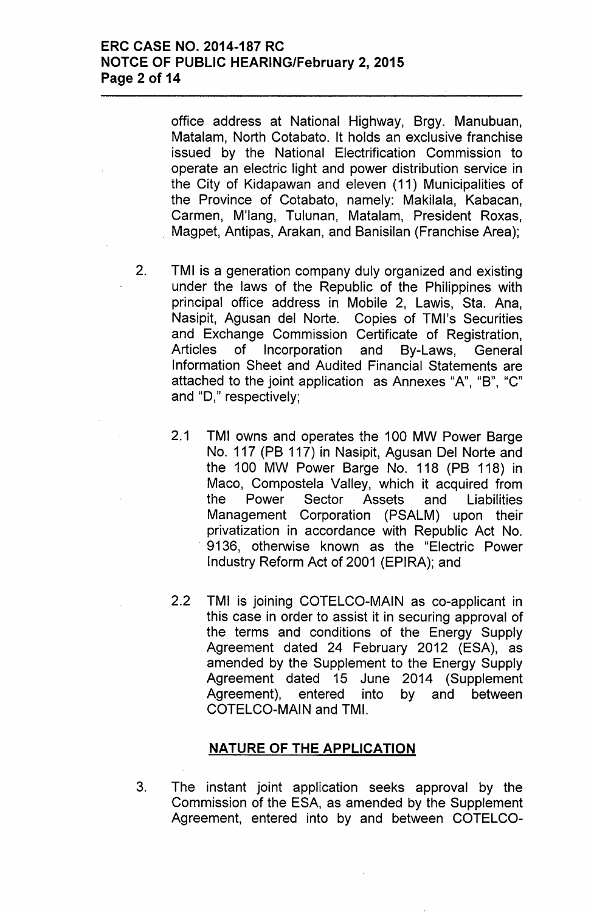office address at National Highway, Brgy. Manubuan, Matalam, North Cotabato. It holds an exclusive franchise issued by the National Electrification Commission to operate an electric light and power distribution service in the City of Kidapawan and eleven (11) Municipalities of the Province of Cotabato, namely: Makilala, Kabacan, Carmen, M'lang, Tulunan, Matalam, President Roxas, Magpet, Antipas, Arakan, and Banisilan (Franchise Area);

2. TMI is a generation company duly organized and existing under the laws of the Republic of the Philippines with principal office address in Mobile 2, Lawis, Sta. Ana, Nasipit, Agusan del Norte. Copies of TMI's Securities and Exchange Commission Certificate of Registration, Articles of Incorporation and By-Laws, General Information Sheet and Audited Financial Statements are attached to the joint application as Annexes "A", "B", "C" and "D," respectively;

   2.1 TMI owns and operates the 100 MW Power Barge No. 117 (PB 117) in Nasipit, Agusan Del Norte and the 100 MW Power Barge No. 118 (PB 118) in Maco, Compostela Valley, which it acquired from the Power Sector Assets and Liabilities Management Corporation (PSALM) upon their privatization in accordance with Republic Act No. 9136, otherwise known as the "Electric Power Industry Reform Act of 2001 (EPIRA); and

   2.2 TMI is joining COTELCO-MAIN as co-applicant in this case in order to assist it in securing approval of the terms and conditions of the Energy Supply Agreement dated 24 February 2012 (ESA), as amended by the Supplement to the Energy Supply Agreement dated 15 June 2014 (Supplement Agreement), entered into by and between COTELCO-MAIN and TMI.

## NATURE OF THE APPLICATION

3. The instant joint application seeks approval by the Commission of the ESA, as amended by the Supplement Agreement, entered into by and between COTELCO-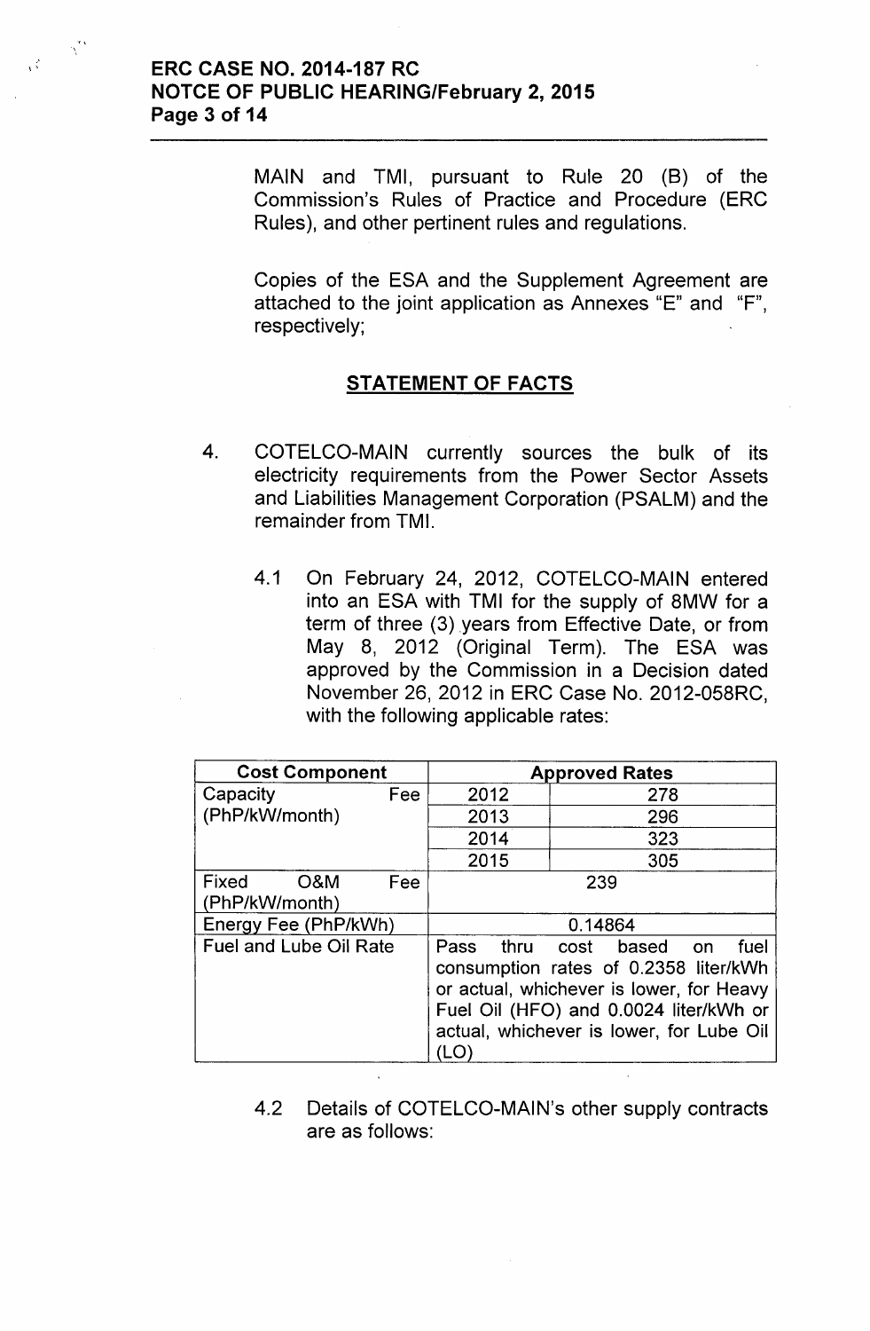MAIN and TMI, pursuant to Rule 20 (B) of the Commission's Rules of Practice and Procedure (ERC Rules), and other pertinent rules and regulations.

Copies of the ESA and the Supplement Agreement are attached to the joint application as Annexes "E" and "F", respectively;

## STATEMENT OF FACTS

4. COTELCO-MAIN currently sources the bulk of its electricity requirements from the Power Sector Assets and Liabilities Management Corporation (PSALM) and the remainder from TMI.

   4.1 On February 24, 2012, COTELCO-MAIN entered into an ESA with TMI for the supply of 8MW for a term of three (3) years from Effective Date, or from May 8, 2012 (Original Term). The ESA was approved by the Commission in a Decision dated November 26, 2012 in ERC Case No. 2012-058RC, with the following applicable rates:

| Cost Component | Approved Rates | |
|---|---|---|
| Capacity Fee (PhP/kW/month) | 2012 | 278 |
| | 2013 | 296 |
| | 2014 | 323 |
| | 2015 | 305 |
| Fixed O&M Fee (PhP/kW/month) | 239 | |
| Energy Fee (PhP/kWh) | 0.14864 | |
| Fuel and Lube Oil Rate | Pass thru cost based on fuel consumption rates of 0.2358 liter/kWh or actual, whichever is lower, for Heavy Fuel Oil (HFO) and 0.0024 liter/kWh or actual, whichever is lower, for Lube Oil (LO) | |

   4.2 Details of COTELCO-MAIN's other supply contracts are as follows: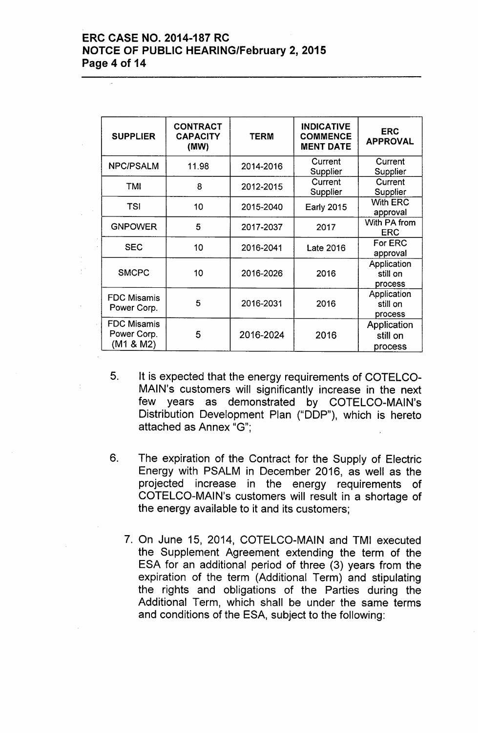| SUPPLIER | CONTRACT CAPACITY (MW) | TERM | INDICATIVE COMMENCE MENT DATE | ERC APPROVAL |
|---|---|---|---|---|
| NPC/PSALM | 11.98 | 2014-2016 | Current Supplier | Current Supplier |
| TMI | 8 | 2012-2015 | Current Supplier | Current Supplier |
| TSI | 10 | 2015-2040 | Early 2015 | With ERC approval |
| GNPOWER | 5 | 2017-2037 | 2017 | With PA from ERC |
| SEC | 10 | 2016-2041 | Late 2016 | For ERC approval |
| SMCPC | 10 | 2016-2026 | 2016 | Application still on process |
| FDC Misamis Power Corp. | 5 | 2016-2031 | 2016 | Application still on process |
| FDC Misamis Power Corp. (M1 & M2) | 5 | 2016-2024 | 2016 | Application still on process |

5. It is expected that the energy requirements of COTELCO-MAIN's customers will significantly increase in the next few years as demonstrated by COTELCO-MAIN's Distribution Development Plan ("DDP"), which is hereto attached as Annex "G";

6. The expiration of the Contract for the Supply of Electric Energy with PSALM in December 2016, as well as the projected increase in the energy requirements of COTELCO-MAIN's customers will result in a shortage of the energy available to it and its customers;

7. On June 15, 2014, COTELCO-MAIN and TMI executed the Supplement Agreement extending the term of the ESA for an additional period of three (3) years from the expiration of the term (Additional Term) and stipulating the rights and obligations of the Parties during the Additional Term, which shall be under the same terms and conditions of the ESA, subject to the following: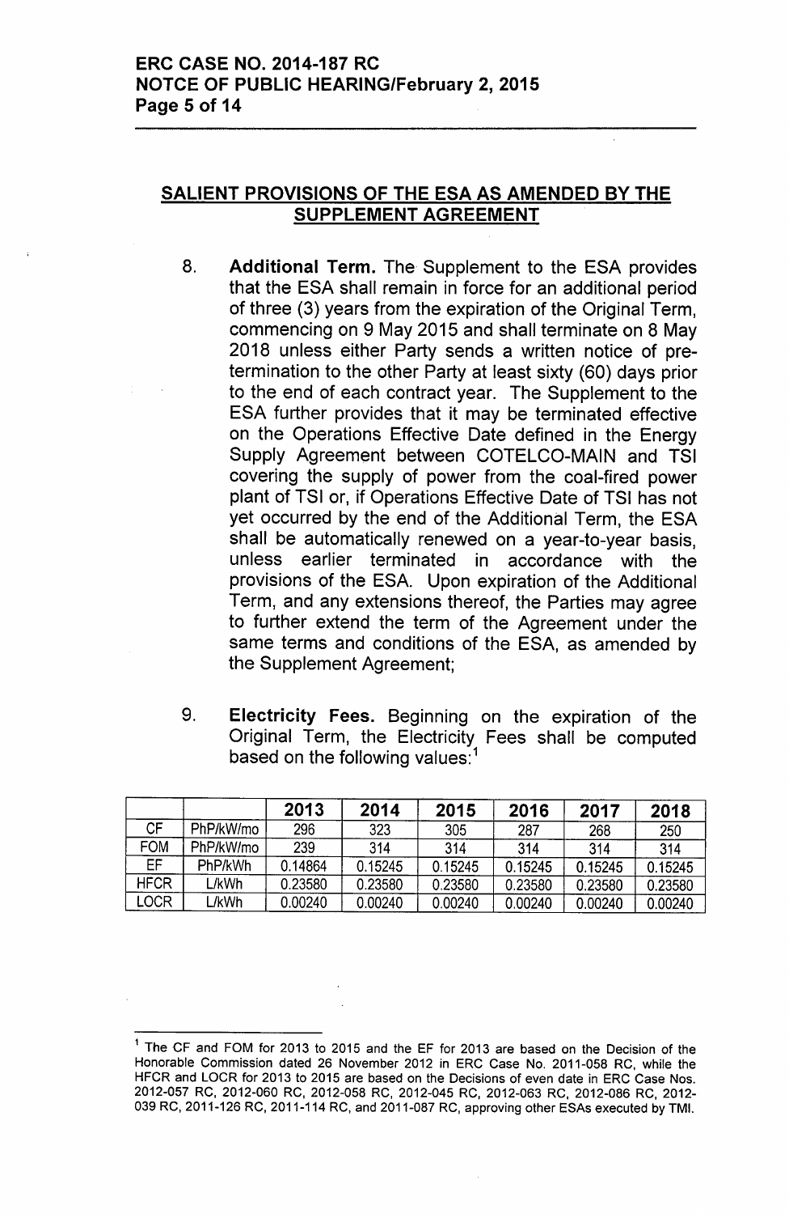## SALIENT PROVISIONS OF THE ESA AS AMENDED BY THE SUPPLEMENT AGREEMENT

8. **Additional Term.** The Supplement to the ESA provides that the ESA shall remain in force for an additional period of three (3) years from the expiration of the Original Term, commencing on 9 May 2015 and shall terminate on 8 May 2018 unless either Party sends a written notice of pre-termination to the other Party at least sixty (60) days prior to the end of each contract year. The Supplement to the ESA further provides that it may be terminated effective on the Operations Effective Date defined in the Energy Supply Agreement between COTELCO-MAIN and TSI covering the supply of power from the coal-fired power plant of TSI or, if Operations Effective Date of TSI has not yet occurred by the end of the Additional Term, the ESA shall be automatically renewed on a year-to-year basis, unless earlier terminated in accordance with the provisions of the ESA. Upon expiration of the Additional Term, and any extensions thereof, the Parties may agree to further extend the term of the Agreement under the same terms and conditions of the ESA, as amended by the Supplement Agreement;

9. **Electricity Fees.** Beginning on the expiration of the Original Term, the Electricity Fees shall be computed based on the following values:[1]

| | | 2013 | 2014 | 2015 | 2016 | 2017 | 2018 |
|---|---|---|---|---|---|---|---|
| CF | PhP/kW/mo | 296 | 323 | 305 | 287 | 268 | 250 |
| FOM | PhP/kW/mo | 239 | 314 | 314 | 314 | 314 | 314 |
| EF | PhP/kWh | 0.14864 | 0.15245 | 0.15245 | 0.15245 | 0.15245 | 0.15245 |
| HFCR | L/kWh | 0.23580 | 0.23580 | 0.23580 | 0.23580 | 0.23580 | 0.23580 |
| LOCR | L/kWh | 0.00240 | 0.00240 | 0.00240 | 0.00240 | 0.00240 | 0.00240 |

[1] The CF and FOM for 2013 to 2015 and the EF for 2013 are based on the Decision of the Honorable Commission dated 26 November 2012 in ERC Case No. 2011-058 RC, while the HFCR and LOCR for 2013 to 2015 are based on the Decisions of even date in ERC Case Nos. 2012-057 RC, 2012-060 RC, 2012-058 RC, 2012-045 RC, 2012-063 RC, 2012-086 RC, 2012-039 RC, 2011-126 RC, 2011-114 RC, and 2011-087 RC, approving other ESAs executed by TMI.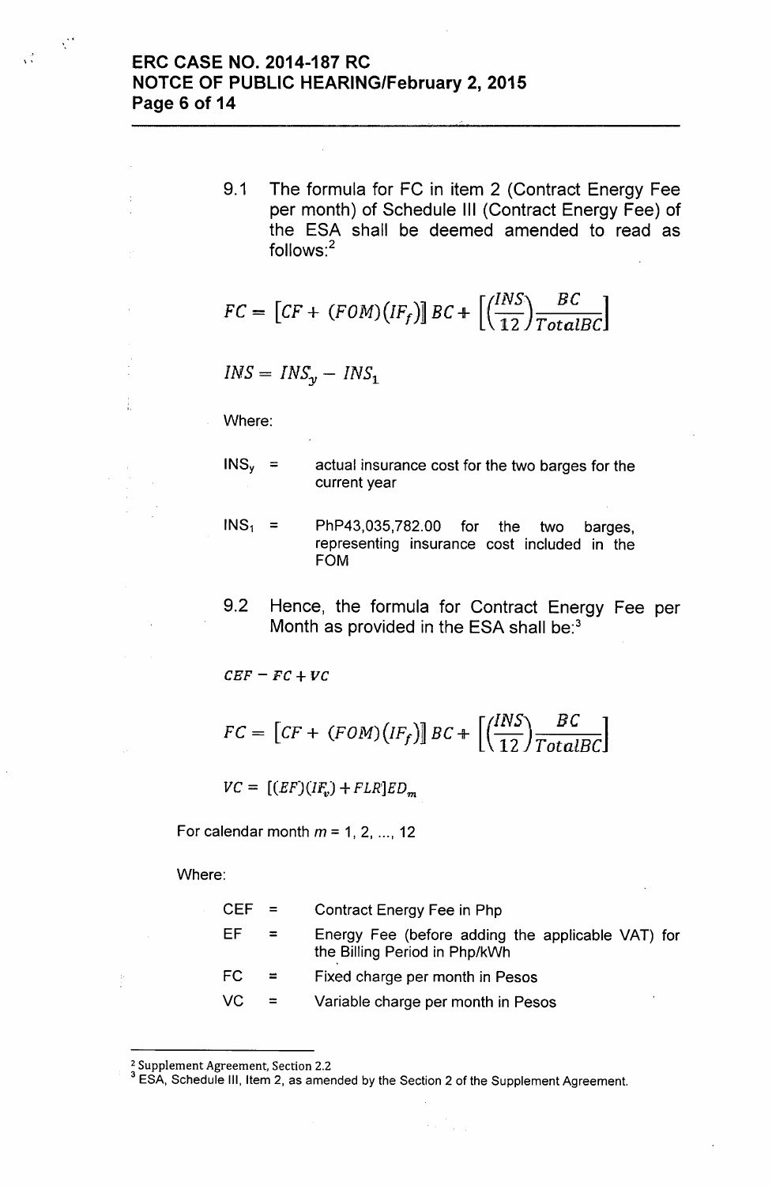9.1 The formula for FC in item 2 (Contract Energy Fee per month) of Schedule III (Contract Energy Fee) of the ESA shall be deemed amended to read as follows:[2]

$$FC = \left[CF + (FOM)(IF_f)\right] BC + \left[\left(\frac{INS}{12}\right)\frac{BC}{TotalBC}\right]$$

$$INS = INS_y - INS_1$$

Where:

$INS_y$ = actual insurance cost for the two barges for the current year

$INS_1$ = PhP43,035,782.00 for the two barges, representing insurance cost included in the FOM

9.2 Hence, the formula for Contract Energy Fee per Month as provided in the ESA shall be:[3]

$$CEF - FC + VC$$

$$FC = \left[CF + (FOM)(IF_f)\right] BC + \left[\left(\frac{INS}{12}\right)\frac{BC}{TotalBC}\right]$$

$$VC = \left[(EF)(IF_v) + FLR\right]ED_m$$

For calendar month $m$ = 1, 2, ..., 12

Where:

CEF = Contract Energy Fee in Php

EF = Energy Fee (before adding the applicable VAT) for the Billing Period in Php/kWh

FC = Fixed charge per month in Pesos

VC = Variable charge per month in Pesos

---

[2] Supplement Agreement, Section 2.2

[3] ESA, Schedule III, Item 2, as amended by the Section 2 of the Supplement Agreement.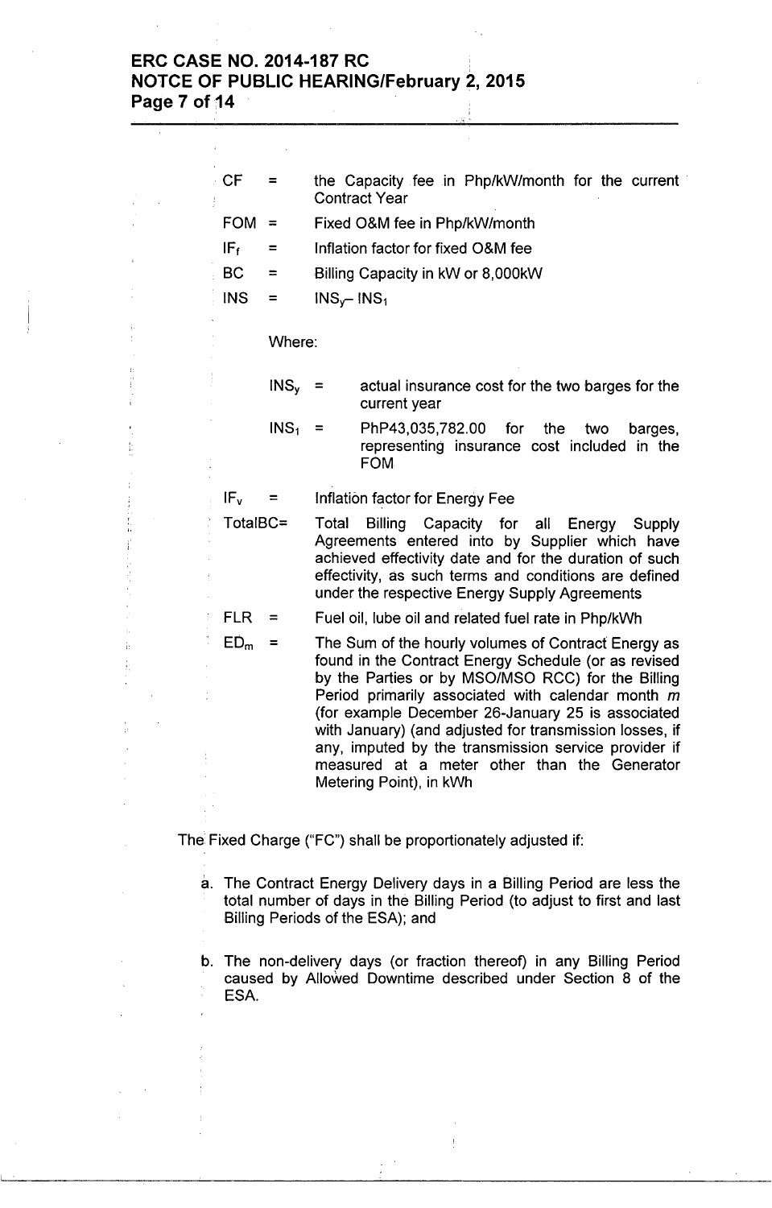| | | |
|---|---|---|
| CF | = | the Capacity fee in Php/kW/month for the current Contract Year |
| FOM | = | Fixed O&M fee in Php/kW/month |
| $IF_f$ | = | Inflation factor for fixed O&M fee |
| BC | = | Billing Capacity in kW or 8,000kW |
| INS | = | $INS_y - INS_1$ |

Where:

| | | |
|---|---|---|
| $INS_y$ | = | actual insurance cost for the two barges for the current year |
| $INS_1$ | = | PhP43,035,782.00 for the two barges, representing insurance cost included in the FOM |

| | | |
|---|---|---|
| $IF_v$ | = | Inflation factor for Energy Fee |
| TotalBC | = | Total Billing Capacity for all Energy Supply Agreements entered into by Supplier which have achieved effectivity date and for the duration of such effectivity, as such terms and conditions are defined under the respective Energy Supply Agreements |
| FLR | = | Fuel oil, lube oil and related fuel rate in Php/kWh |
| $ED_m$ | = | The Sum of the hourly volumes of Contract Energy as found in the Contract Energy Schedule (or as revised by the Parties or by MSO/MSO RCC) for the Billing Period primarily associated with calendar month *m* (for example December 26-January 25 is associated with January) (and adjusted for transmission losses, if any, imputed by the transmission service provider if measured at a meter other than the Generator Metering Point), in kWh |

The Fixed Charge ("FC") shall be proportionately adjusted if:

a. The Contract Energy Delivery days in a Billing Period are less the total number of days in the Billing Period (to adjust to first and last Billing Periods of the ESA); and

b. The non-delivery days (or fraction thereof) in any Billing Period caused by Allowed Downtime described under Section 8 of the ESA.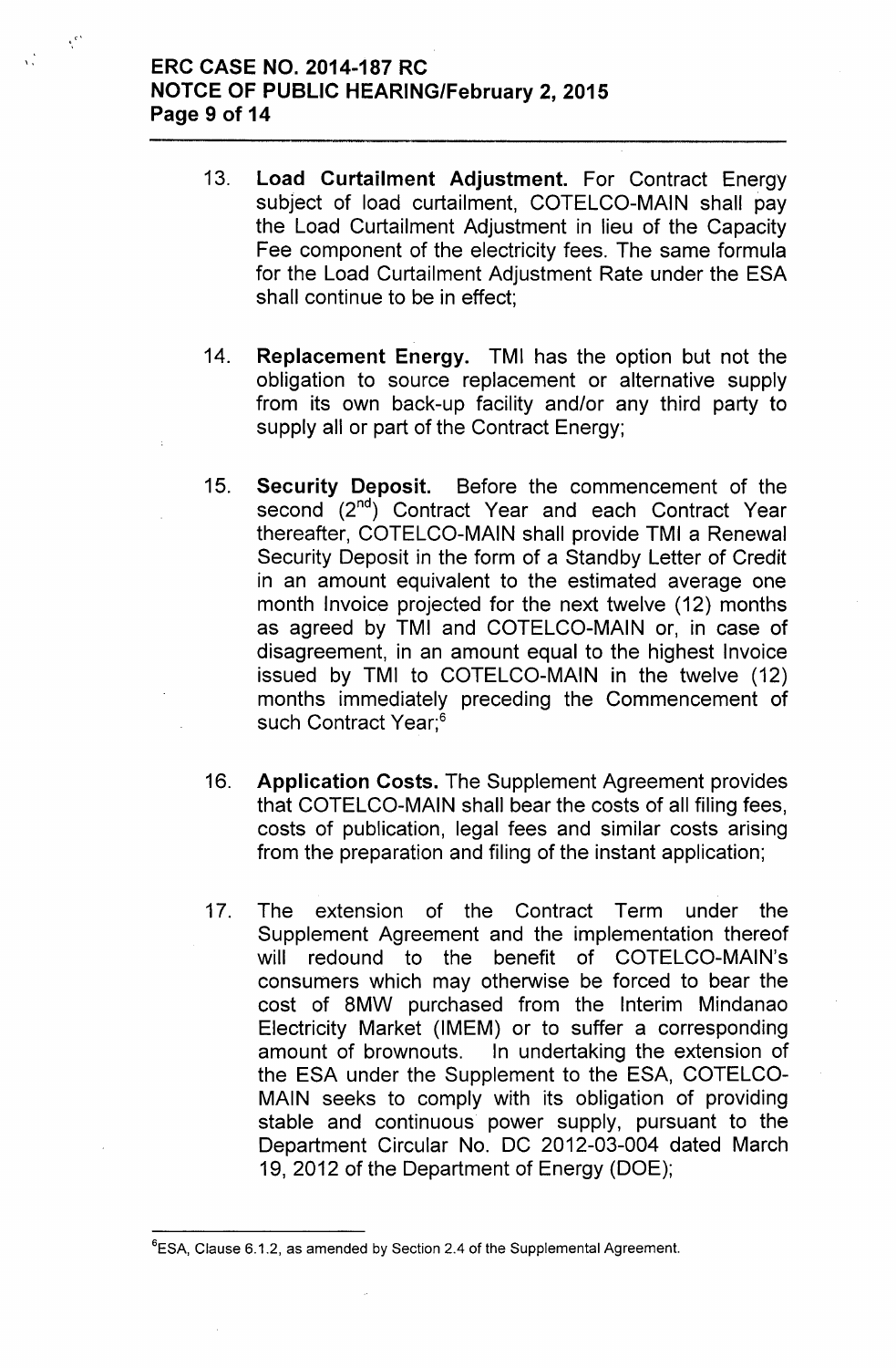13. **Load Curtailment Adjustment.** For Contract Energy subject of load curtailment, COTELCO-MAIN shall pay the Load Curtailment Adjustment in lieu of the Capacity Fee component of the electricity fees. The same formula for the Load Curtailment Adjustment Rate under the ESA shall continue to be in effect;

14. **Replacement Energy.** TMI has the option but not the obligation to source replacement or alternative supply from its own back-up facility and/or any third party to supply all or part of the Contract Energy;

15. **Security Deposit.** Before the commencement of the second (2nd) Contract Year and each Contract Year thereafter, COTELCO-MAIN shall provide TMI a Renewal Security Deposit in the form of a Standby Letter of Credit in an amount equivalent to the estimated average one month Invoice projected for the next twelve (12) months as agreed by TMI and COTELCO-MAIN or, in case of disagreement, in an amount equal to the highest Invoice issued by TMI to COTELCO-MAIN in the twelve (12) months immediately preceding the Commencement of such Contract Year;[6]

16. **Application Costs.** The Supplement Agreement provides that COTELCO-MAIN shall bear the costs of all filing fees, costs of publication, legal fees and similar costs arising from the preparation and filing of the instant application;

17. The extension of the Contract Term under the Supplement Agreement and the implementation thereof will redound to the benefit of COTELCO-MAIN's consumers which may otherwise be forced to bear the cost of 8MW purchased from the Interim Mindanao Electricity Market (IMEM) or to suffer a corresponding amount of brownouts. In undertaking the extension of the ESA under the Supplement to the ESA, COTELCO-MAIN seeks to comply with its obligation of providing stable and continuous power supply, pursuant to the Department Circular No. DC 2012-03-004 dated March 19, 2012 of the Department of Energy (DOE);

---

[6] ESA, Clause 6.1.2, as amended by Section 2.4 of the Supplemental Agreement.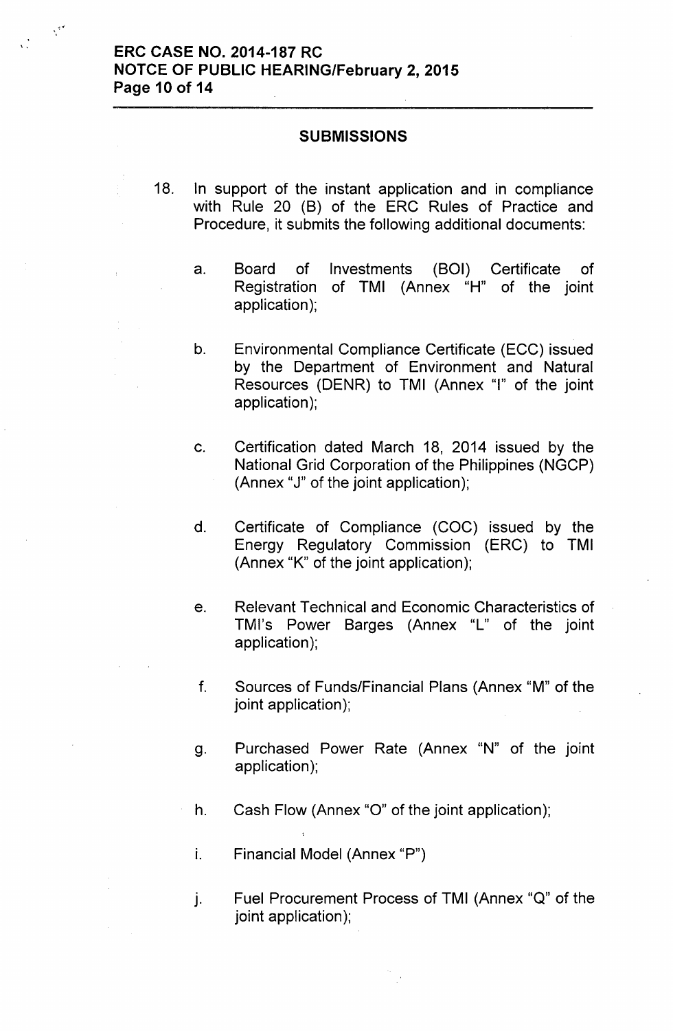## SUBMISSIONS

18. In support of the instant application and in compliance with Rule 20 (B) of the ERC Rules of Practice and Procedure, it submits the following additional documents:

    a. Board of Investments (BOI) Certificate of Registration of TMI (Annex "H" of the joint application);

    b. Environmental Compliance Certificate (ECC) issued by the Department of Environment and Natural Resources (DENR) to TMI (Annex "I" of the joint application);

    c. Certification dated March 18, 2014 issued by the National Grid Corporation of the Philippines (NGCP) (Annex "J" of the joint application);

    d. Certificate of Compliance (COC) issued by the Energy Regulatory Commission (ERC) to TMI (Annex "K" of the joint application);

    e. Relevant Technical and Economic Characteristics of TMI's Power Barges (Annex "L" of the joint application);

    f. Sources of Funds/Financial Plans (Annex "M" of the joint application);

    g. Purchased Power Rate (Annex "N" of the joint application);

    h. Cash Flow (Annex "O" of the joint application);

    i. Financial Model (Annex "P")

    j. Fuel Procurement Process of TMI (Annex "Q" of the joint application);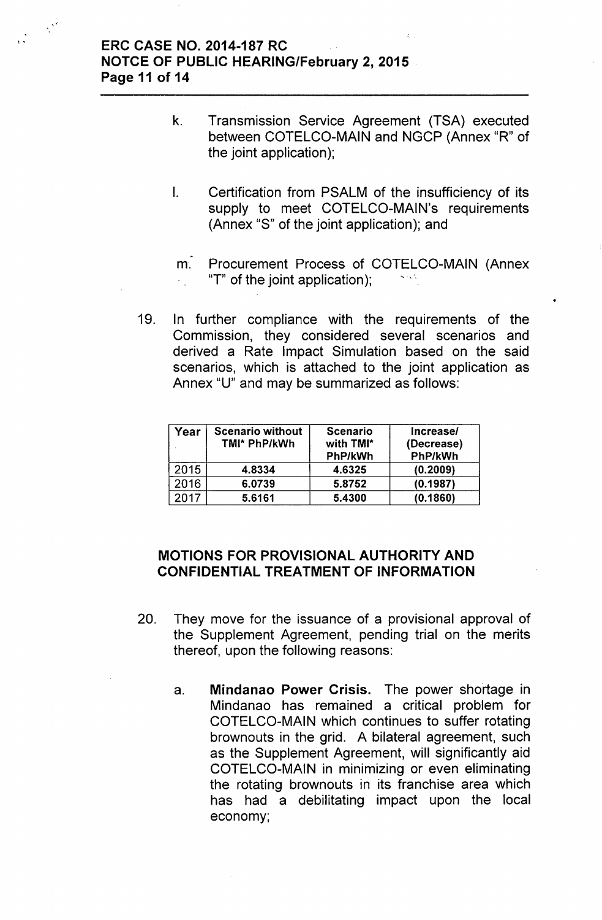k. Transmission Service Agreement (TSA) executed between COTELCO-MAIN and NGCP (Annex "R" of the joint application);

l. Certification from PSALM of the insufficiency of its supply to meet COTELCO-MAIN's requirements (Annex "S" of the joint application); and

m. Procurement Process of COTELCO-MAIN (Annex "T" of the joint application);

19. In further compliance with the requirements of the Commission, they considered several scenarios and derived a Rate Impact Simulation based on the said scenarios, which is attached to the joint application as Annex "U" and may be summarized as follows:

| Year | Scenario without TMI* PhP/kWh | Scenario with TMI* PhP/kWh | Increase/ (Decrease) PhP/kWh |
|---|---|---|---|
| 2015 | **4.8334** | **4.6325** | **(0.2009)** |
| 2016 | **6.0739** | **5.8752** | **(0.1987)** |
| 2017 | **5.6161** | **5.4300** | **(0.1860)** |

## MOTIONS FOR PROVISIONAL AUTHORITY AND CONFIDENTIAL TREATMENT OF INFORMATION

20. They move for the issuance of a provisional approval of the Supplement Agreement, pending trial on the merits thereof, upon the following reasons:

    a. **Mindanao Power Crisis.** The power shortage in Mindanao has remained a critical problem for COTELCO-MAIN which continues to suffer rotating brownouts in the grid. A bilateral agreement, such as the Supplement Agreement, will significantly aid COTELCO-MAIN in minimizing or even eliminating the rotating brownouts in its franchise area which has had a debilitating impact upon the local economy;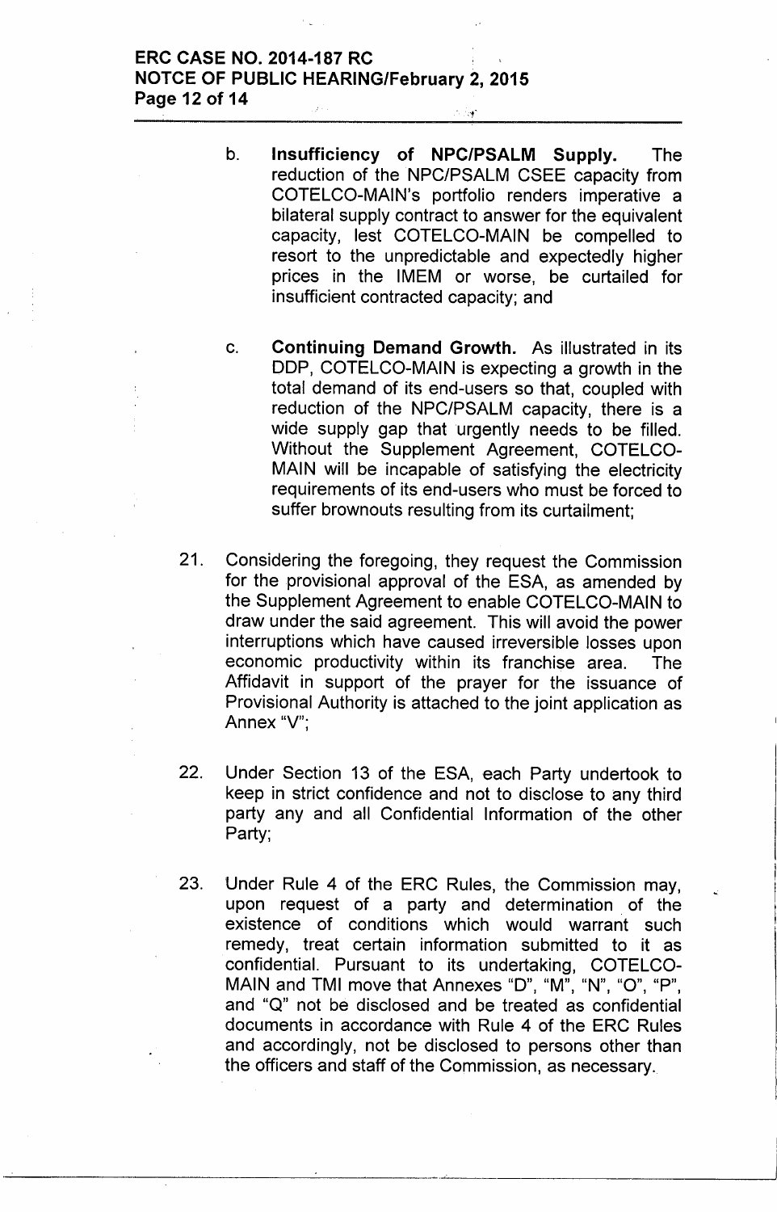b. **Insufficiency of NPC/PSALM Supply.** The reduction of the NPC/PSALM CSEE capacity from COTELCO-MAIN's portfolio renders imperative a bilateral supply contract to answer for the equivalent capacity, lest COTELCO-MAIN be compelled to resort to the unpredictable and expectedly higher prices in the IMEM or worse, be curtailed for insufficient contracted capacity; and

c. **Continuing Demand Growth.** As illustrated in its DDP, COTELCO-MAIN is expecting a growth in the total demand of its end-users so that, coupled with reduction of the NPC/PSALM capacity, there is a wide supply gap that urgently needs to be filled. Without the Supplement Agreement, COTELCO-MAIN will be incapable of satisfying the electricity requirements of its end-users who must be forced to suffer brownouts resulting from its curtailment;

21. Considering the foregoing, they request the Commission for the provisional approval of the ESA, as amended by the Supplement Agreement to enable COTELCO-MAIN to draw under the said agreement. This will avoid the power interruptions which have caused irreversible losses upon economic productivity within its franchise area. The Affidavit in support of the prayer for the issuance of Provisional Authority is attached to the joint application as Annex "V";

22. Under Section 13 of the ESA, each Party undertook to keep in strict confidence and not to disclose to any third party any and all Confidential Information of the other Party;

23. Under Rule 4 of the ERC Rules, the Commission may, upon request of a party and determination of the existence of conditions which would warrant such remedy, treat certain information submitted to it as confidential. Pursuant to its undertaking, COTELCO-MAIN and TMI move that Annexes "D", "M", "N", "O", "P", and "Q" not be disclosed and be treated as confidential documents in accordance with Rule 4 of the ERC Rules and accordingly, not be disclosed to persons other than the officers and staff of the Commission, as necessary.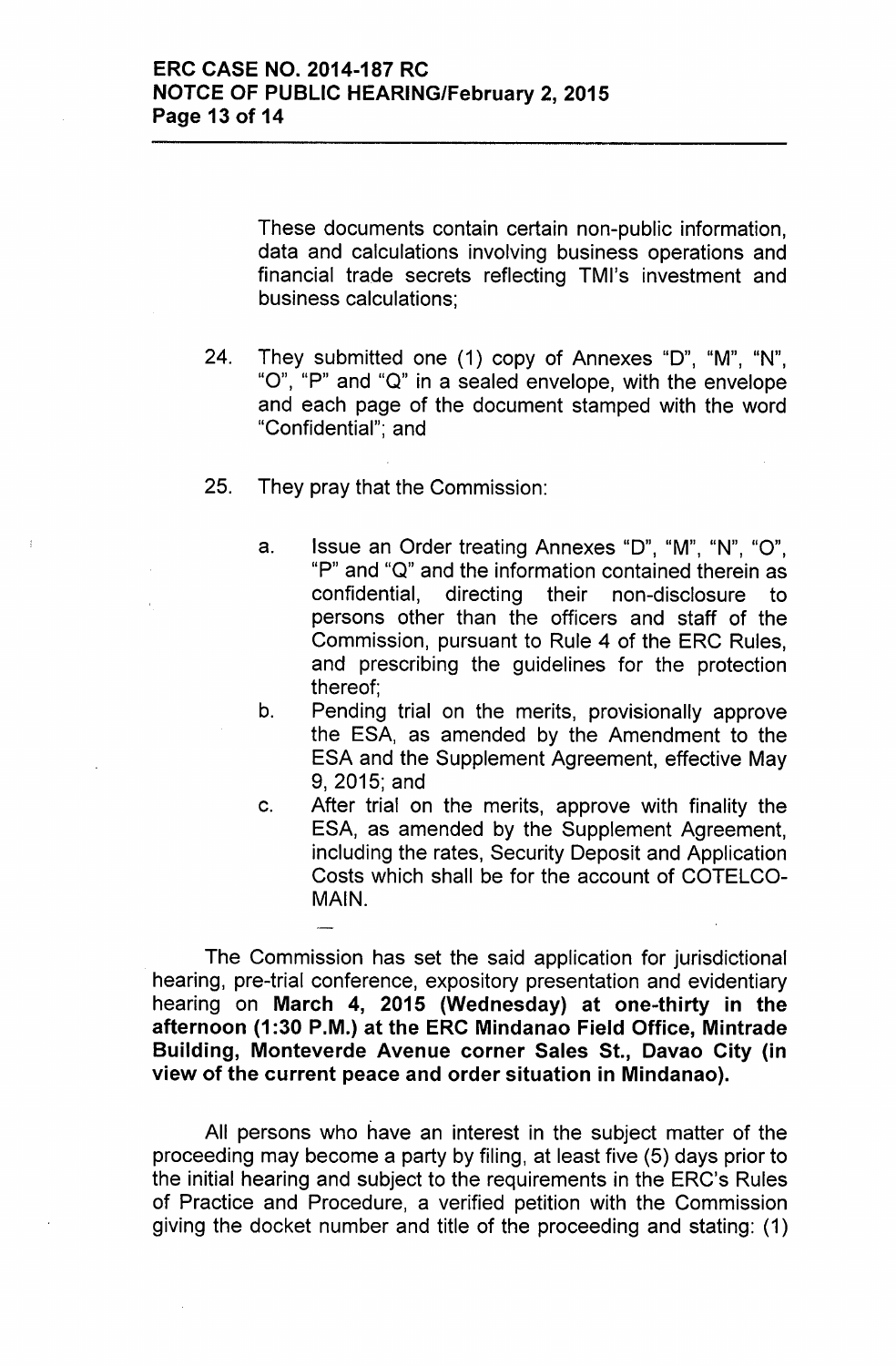These documents contain certain non-public information, data and calculations involving business operations and financial trade secrets reflecting TMI's investment and business calculations;

24. They submitted one (1) copy of Annexes "D", "M", "N", "O", "P" and "Q" in a sealed envelope, with the envelope and each page of the document stamped with the word "Confidential"; and

25. They pray that the Commission:

    a. Issue an Order treating Annexes "D", "M", "N", "O", "P" and "Q" and the information contained therein as confidential, directing their non-disclosure to persons other than the officers and staff of the Commission, pursuant to Rule 4 of the ERC Rules, and prescribing the guidelines for the protection thereof;
    b. Pending trial on the merits, provisionally approve the ESA, as amended by the Amendment to the ESA and the Supplement Agreement, effective May 9, 2015; and
    c. After trial on the merits, approve with finality the ESA, as amended by the Supplement Agreement, including the rates, Security Deposit and Application Costs which shall be for the account of COTELCO-MAIN.

The Commission has set the said application for jurisdictional hearing, pre-trial conference, expository presentation and evidentiary hearing on **March 4, 2015 (Wednesday) at one-thirty in the afternoon (1:30 P.M.) at the ERC Mindanao Field Office, Mintrade Building, Monteverde Avenue corner Sales St., Davao City (in view of the current peace and order situation in Mindanao).**

All persons who have an interest in the subject matter of the proceeding may become a party by filing, at least five (5) days prior to the initial hearing and subject to the requirements in the ERC's Rules of Practice and Procedure, a verified petition with the Commission giving the docket number and title of the proceeding and stating: (1)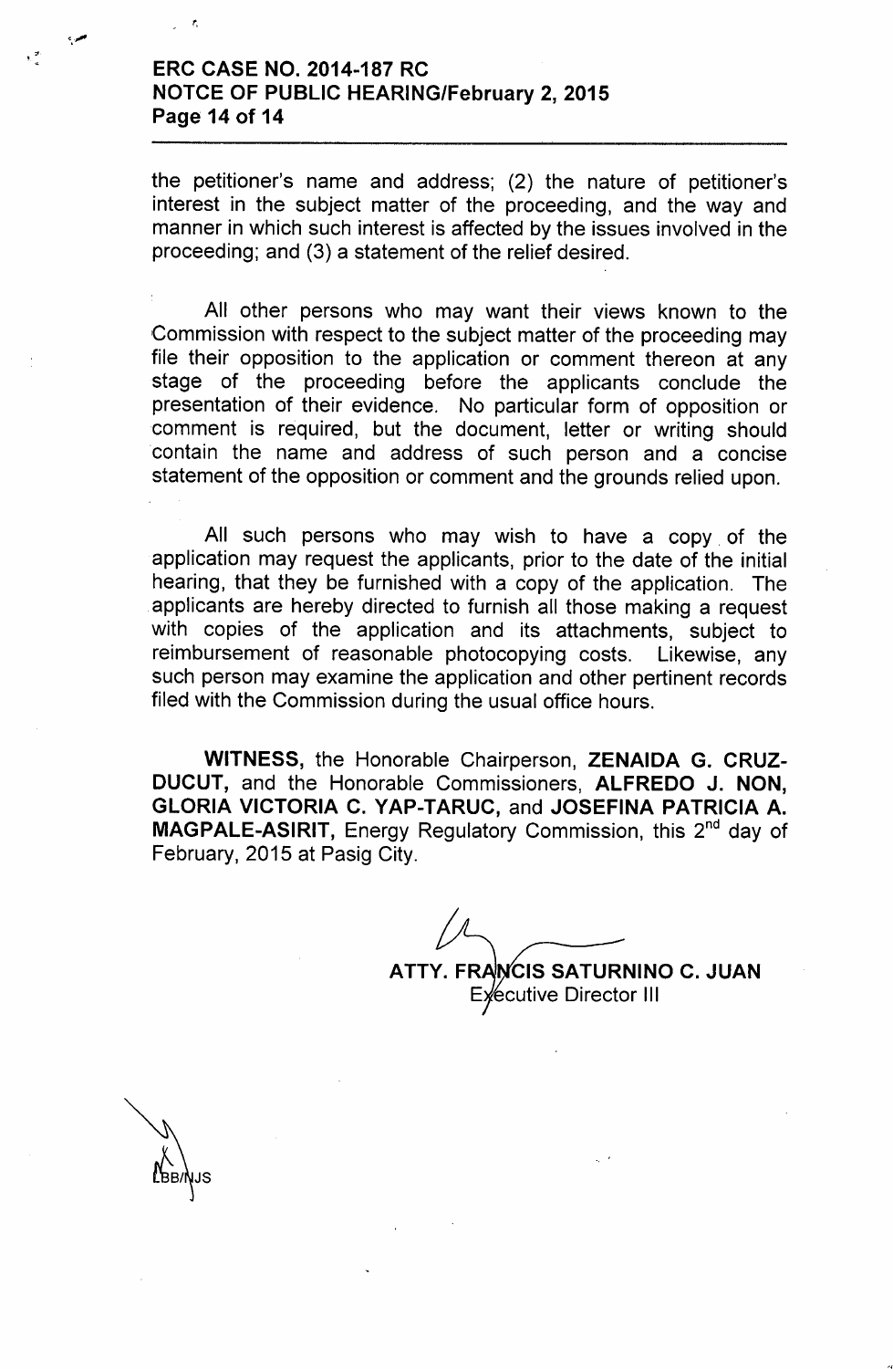the petitioner's name and address; (2) the nature of petitioner's interest in the subject matter of the proceeding, and the way and manner in which such interest is affected by the issues involved in the proceeding; and (3) a statement of the relief desired.

All other persons who may want their views known to the Commission with respect to the subject matter of the proceeding may file their opposition to the application or comment thereon at any stage of the proceeding before the applicants conclude the presentation of their evidence. No particular form of opposition or comment is required, but the document, letter or writing should contain the name and address of such person and a concise statement of the opposition or comment and the grounds relied upon.

All such persons who may wish to have a copy of the application may request the applicants, prior to the date of the initial hearing, that they be furnished with a copy of the application. The applicants are hereby directed to furnish all those making a request with copies of the application and its attachments, subject to reimbursement of reasonable photocopying costs. Likewise, any such person may examine the application and other pertinent records filed with the Commission during the usual office hours.

**WITNESS,** the Honorable Chairperson, **ZENAIDA G. CRUZ-DUCUT,** and the Honorable Commissioners, **ALFREDO J. NON, GLORIA VICTORIA C. YAP-TARUC,** and **JOSEFINA PATRICIA A. MAGPALE-ASIRIT,** Energy Regulatory Commission, this 2nd day of February, 2015 at Pasig City.

**ATTY. FRANCIS SATURNINO C. JUAN**
Executive Director III

LBB/NJS